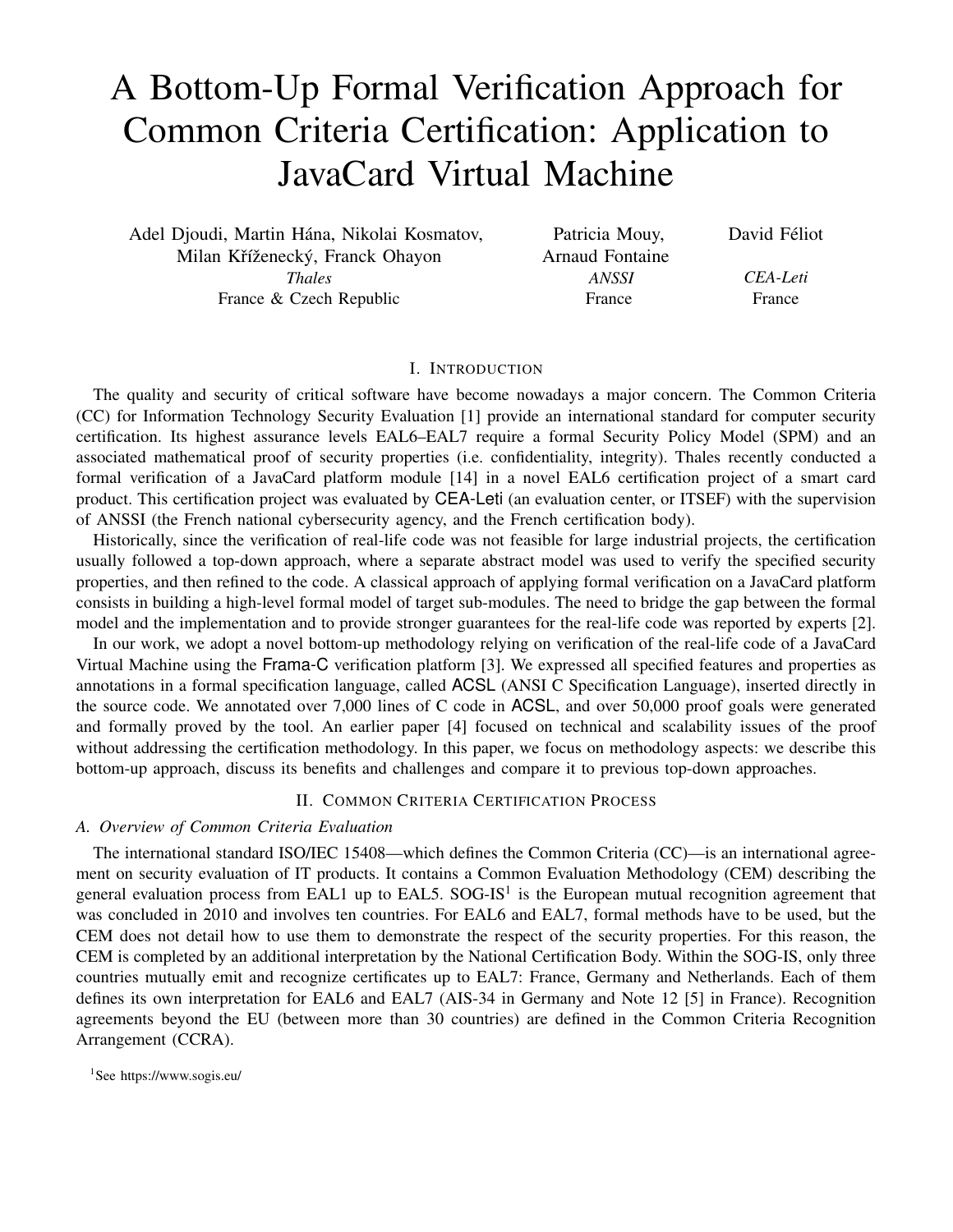# A Bottom-Up Formal Verification Approach for Common Criteria Certification: Application to JavaCard Virtual Machine

Adel Djoudi, Martin Hána, Nikolai Kosmatov, Milan Kříženecký, Franck Ohayon
*Thales*
France & Czech Republic

Patricia Mouy, Arnaud Fontaine
*ANSSI*
France

David Féliot
*CEA-Leti*
France

## I. Introduction

The quality and security of critical software have become nowadays a major concern. The Common Criteria (CC) for Information Technology Security Evaluation [1] provide an international standard for computer security certification. Its highest assurance levels EAL6–EAL7 require a formal Security Policy Model (SPM) and an associated mathematical proof of security properties (i.e. confidentiality, integrity). Thales recently conducted a formal verification of a JavaCard platform module [14] in a novel EAL6 certification project of a smart card product. This certification project was evaluated by CEA-Leti (an evaluation center, or ITSEF) with the supervision of ANSSI (the French national cybersecurity agency, and the French certification body).

Historically, since the verification of real-life code was not feasible for large industrial projects, the certification usually followed a top-down approach, where a separate abstract model was used to verify the specified security properties, and then refined to the code. A classical approach of applying formal verification on a JavaCard platform consists in building a high-level formal model of target sub-modules. The need to bridge the gap between the formal model and the implementation and to provide stronger guarantees for the real-life code was reported by experts [2].

In our work, we adopt a novel bottom-up methodology relying on verification of the real-life code of a JavaCard Virtual Machine using the Frama-C verification platform [3]. We expressed all specified features and properties as annotations in a formal specification language, called ACSL (ANSI C Specification Language), inserted directly in the source code. We annotated over 7,000 lines of C code in ACSL, and over 50,000 proof goals were generated and formally proved by the tool. An earlier paper [4] focused on technical and scalability issues of the proof without addressing the certification methodology. In this paper, we focus on methodology aspects: we describe this bottom-up approach, discuss its benefits and challenges and compare it to previous top-down approaches.

## II. Common Criteria Certification Process

### A. Overview of Common Criteria Evaluation

The international standard ISO/IEC 15408—which defines the Common Criteria (CC)—is an international agreement on security evaluation of IT products. It contains a Common Evaluation Methodology (CEM) describing the general evaluation process from EAL1 up to EAL5. SOG-IS[1] is the European mutual recognition agreement that was concluded in 2010 and involves ten countries. For EAL6 and EAL7, formal methods have to be used, but the CEM does not detail how to use them to demonstrate the respect of the security properties. For this reason, the CEM is completed by an additional interpretation by the National Certification Body. Within the SOG-IS, only three countries mutually emit and recognize certificates up to EAL7: France, Germany and Netherlands. Each of them defines its own interpretation for EAL6 and EAL7 (AIS-34 in Germany and Note 12 [5] in France). Recognition agreements beyond the EU (between more than 30 countries) are defined in the Common Criteria Recognition Arrangement (CCRA).

[1] See https://www.sogis.eu/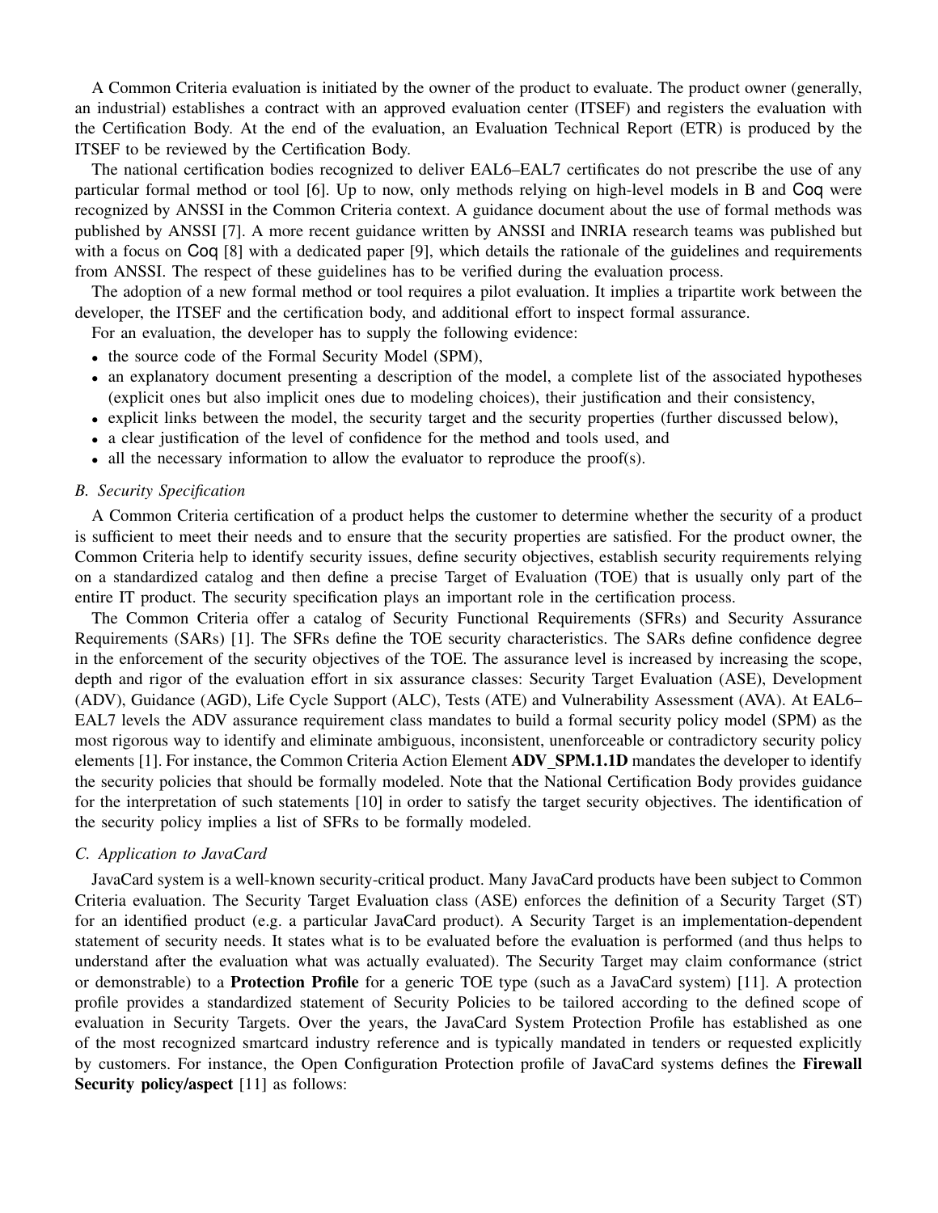A Common Criteria evaluation is initiated by the owner of the product to evaluate. The product owner (generally, an industrial) establishes a contract with an approved evaluation center (ITSEF) and registers the evaluation with the Certification Body. At the end of the evaluation, an Evaluation Technical Report (ETR) is produced by the ITSEF to be reviewed by the Certification Body.

The national certification bodies recognized to deliver EAL6–EAL7 certificates do not prescribe the use of any particular formal method or tool [6]. Up to now, only methods relying on high-level models in B and Coq were recognized by ANSSI in the Common Criteria context. A guidance document about the use of formal methods was published by ANSSI [7]. A more recent guidance written by ANSSI and INRIA research teams was published but with a focus on Coq [8] with a dedicated paper [9], which details the rationale of the guidelines and requirements from ANSSI. The respect of these guidelines has to be verified during the evaluation process.

The adoption of a new formal method or tool requires a pilot evaluation. It implies a tripartite work between the developer, the ITSEF and the certification body, and additional effort to inspect formal assurance.

For an evaluation, the developer has to supply the following evidence:

- the source code of the Formal Security Model (SPM),
- an explanatory document presenting a description of the model, a complete list of the associated hypotheses (explicit ones but also implicit ones due to modeling choices), their justification and their consistency,
- explicit links between the model, the security target and the security properties (further discussed below),
- a clear justification of the level of confidence for the method and tools used, and
- all the necessary information to allow the evaluator to reproduce the proof(s).

### *B. Security Specification*

A Common Criteria certification of a product helps the customer to determine whether the security of a product is sufficient to meet their needs and to ensure that the security properties are satisfied. For the product owner, the Common Criteria help to identify security issues, define security objectives, establish security requirements relying on a standardized catalog and then define a precise Target of Evaluation (TOE) that is usually only part of the entire IT product. The security specification plays an important role in the certification process.

The Common Criteria offer a catalog of Security Functional Requirements (SFRs) and Security Assurance Requirements (SARs) [1]. The SFRs define the TOE security characteristics. The SARs define confidence degree in the enforcement of the security objectives of the TOE. The assurance level is increased by increasing the scope, depth and rigor of the evaluation effort in six assurance classes: Security Target Evaluation (ASE), Development (ADV), Guidance (AGD), Life Cycle Support (ALC), Tests (ATE) and Vulnerability Assessment (AVA). At EAL6–EAL7 levels the ADV assurance requirement class mandates to build a formal security policy model (SPM) as the most rigorous way to identify and eliminate ambiguous, inconsistent, unenforceable or contradictory security policy elements [1]. For instance, the Common Criteria Action Element **ADV_SPM.1.1D** mandates the developer to identify the security policies that should be formally modeled. Note that the National Certification Body provides guidance for the interpretation of such statements [10] in order to satisfy the target security objectives. The identification of the security policy implies a list of SFRs to be formally modeled.

### *C. Application to JavaCard*

JavaCard system is a well-known security-critical product. Many JavaCard products have been subject to Common Criteria evaluation. The Security Target Evaluation class (ASE) enforces the definition of a Security Target (ST) for an identified product (e.g. a particular JavaCard product). A Security Target is an implementation-dependent statement of security needs. It states what is to be evaluated before the evaluation is performed (and thus helps to understand after the evaluation what was actually evaluated). The Security Target may claim conformance (strict or demonstrable) to a **Protection Profile** for a generic TOE type (such as a JavaCard system) [11]. A protection profile provides a standardized statement of Security Policies to be tailored according to the defined scope of evaluation in Security Targets. Over the years, the JavaCard System Protection Profile has established as one of the most recognized smartcard industry reference and is typically mandated in tenders or requested explicitly by customers. For instance, the Open Configuration Protection profile of JavaCard systems defines the **Firewall Security policy/aspect** [11] as follows: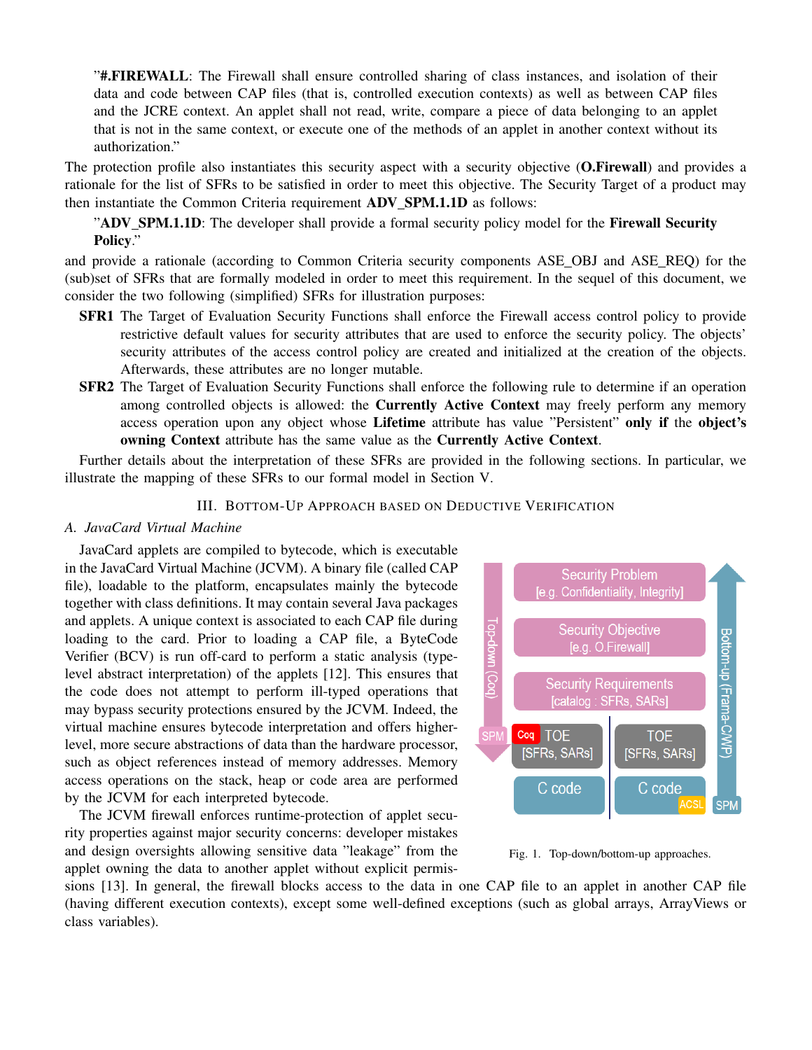"**#.FIREWALL**: The Firewall shall ensure controlled sharing of class instances, and isolation of their data and code between CAP files (that is, controlled execution contexts) as well as between CAP files and the JCRE context. An applet shall not read, write, compare a piece of data belonging to an applet that is not in the same context, or execute one of the methods of an applet in another context without its authorization."

The protection profile also instantiates this security aspect with a security objective (**O.Firewall**) and provides a rationale for the list of SFRs to be satisfied in order to meet this objective. The Security Target of a product may then instantiate the Common Criteria requirement **ADV_SPM.1.1D** as follows:

"**ADV_SPM.1.1D**: The developer shall provide a formal security policy model for the **Firewall Security Policy**."

and provide a rationale (according to Common Criteria security components ASE_OBJ and ASE_REQ) for the (sub)set of SFRs that are formally modeled in order to meet this requirement. In the sequel of this document, we consider the two following (simplified) SFRs for illustration purposes:

- **SFR1** The Target of Evaluation Security Functions shall enforce the Firewall access control policy to provide restrictive default values for security attributes that are used to enforce the security policy. The objects' security attributes of the access control policy are created and initialized at the creation of the objects. Afterwards, these attributes are no longer mutable.
- **SFR2** The Target of Evaluation Security Functions shall enforce the following rule to determine if an operation among controlled objects is allowed: the **Currently Active Context** may freely perform any memory access operation upon any object whose **Lifetime** attribute has value "Persistent" **only if** the **object's owning Context** attribute has the same value as the **Currently Active Context**.

Further details about the interpretation of these SFRs are provided in the following sections. In particular, we illustrate the mapping of these SFRs to our formal model in Section V.

## III. Bottom-Up Approach based on Deductive Verification

### A. JavaCard Virtual Machine

JavaCard applets are compiled to bytecode, which is executable in the JavaCard Virtual Machine (JCVM). A binary file (called CAP file), loadable to the platform, encapsulates mainly the bytecode together with class definitions. It may contain several Java packages and applets. A unique context is associated to each CAP file during loading to the card. Prior to loading a CAP file, a ByteCode Verifier (BCV) is run off-card to perform a static analysis (type-level abstract interpretation) of the applets [12]. This ensures that the code does not attempt to perform ill-typed operations that may bypass security protections ensured by the JCVM. Indeed, the virtual machine ensures bytecode interpretation and offers higher-level, more secure abstractions of data than the hardware processor, such as object references instead of memory addresses. Memory access operations on the stack, heap or code area are performed by the JCVM for each interpreted bytecode.

Security Problem [e.g. Confidentiality, Integrity]
Security Objective [e.g. O.Firewall]
Security Requirements [catalog : SFRs, SARs]
Top-down (Coq) | SPM | Coq TOE [SFRs, SARs] | C code
TOE [SFRs, SARs] | C code | ACSL | SPM | Bottom-up (Frama-C/WP)

Fig. 1. Top-down/bottom-up approaches.

The JCVM firewall enforces runtime-protection of applet security properties against major security concerns: developer mistakes and design oversights allowing sensitive data "leakage" from the applet owning the data to another applet without explicit permissions [13]. In general, the firewall blocks access to the data in one CAP file to an applet in another CAP file (having different execution contexts), except some well-defined exceptions (such as global arrays, ArrayViews or class variables).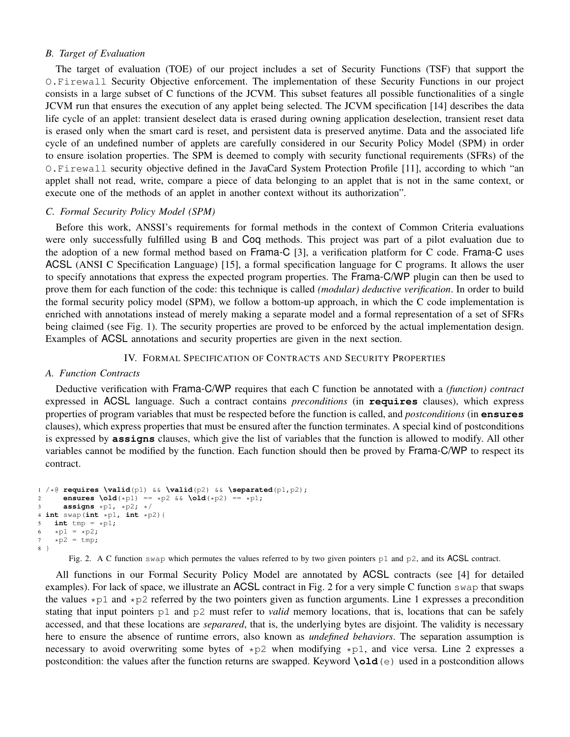### B. Target of Evaluation

The target of evaluation (TOE) of our project includes a set of Security Functions (TSF) that support the `O.Firewall` Security Objective enforcement. The implementation of these Security Functions in our project consists in a large subset of C functions of the JCVM. This subset features all possible functionalities of a single JCVM run that ensures the execution of any applet being selected. The JCVM specification [14] describes the data life cycle of an applet: transient deselect data is erased during owning application deselection, transient reset data is erased only when the smart card is reset, and persistent data is preserved anytime. Data and the associated life cycle of an undefined number of applets are carefully considered in our Security Policy Model (SPM) in order to ensure isolation properties. The SPM is deemed to comply with security functional requirements (SFRs) of the `O.Firewall` security objective defined in the JavaCard System Protection Profile [11], according to which "an applet shall not read, write, compare a piece of data belonging to an applet that is not in the same context, or execute one of the methods of an applet in another context without its authorization".

### C. Formal Security Policy Model (SPM)

Before this work, ANSSI's requirements for formal methods in the context of Common Criteria evaluations were only successfully fulfilled using B and Coq methods. This project was part of a pilot evaluation due to the adoption of a new formal method based on Frama-C [3], a verification platform for C code. Frama-C uses ACSL (ANSI C Specification Language) [15], a formal specification language for C programs. It allows the user to specify annotations that express the expected program properties. The Frama-C/WP plugin can then be used to prove them for each function of the code: this technique is called *(modular) deductive verification*. In order to build the formal security policy model (SPM), we follow a bottom-up approach, in which the C code implementation is enriched with annotations instead of merely making a separate model and a formal representation of a set of SFRs being claimed (see Fig. 1). The security properties are proved to be enforced by the actual implementation design. Examples of ACSL annotations and security properties are given in the next section.

## IV. Formal Specification of Contracts and Security Properties

### A. Function Contracts

Deductive verification with Frama-C/WP requires that each C function be annotated with a *(function) contract* expressed in ACSL language. Such a contract contains *preconditions* (in **requires** clauses), which express properties of program variables that must be respected before the function is called, and *postconditions* (in **ensures** clauses), which express properties that must be ensured after the function terminates. A special kind of postconditions is expressed by **assigns** clauses, which give the list of variables that the function is allowed to modify. All other variables cannot be modified by the function. Each function should then be proved by Frama-C/WP to respect its contract.

```
1 /*@ requires \valid(p1) && \valid(p2) && \separated(p1,p2);
2     ensures \old(*p1) == *p2 && \old(*p2) == *p1;
3     assigns *p1, *p2; */
4 int swap(int *p1, int *p2){
5   int tmp = *p1;
6   *p1 = *p2;
7   *p2 = tmp;
8 }
```

Fig. 2. A C function `swap` which permutes the values referred to by two given pointers `p1` and `p2`, and its ACSL contract.

All functions in our Formal Security Policy Model are annotated by ACSL contracts (see [4] for detailed examples). For lack of space, we illustrate an ACSL contract in Fig. 2 for a very simple C function `swap` that swaps the values `*p1` and `*p2` referred by the two pointers given as function arguments. Line 1 expresses a precondition stating that input pointers `p1` and `p2` must refer to *valid* memory locations, that is, locations that can be safely accessed, and that these locations are *separared*, that is, the underlying bytes are disjoint. The validity is necessary here to ensure the absence of runtime errors, also known as *undefined behaviors*. The separation assumption is necessary to avoid overwriting some bytes of `*p2` when modifying `*p1`, and vice versa. Line 2 expresses a postcondition: the values after the function returns are swapped. Keyword **\old**(e) used in a postcondition allows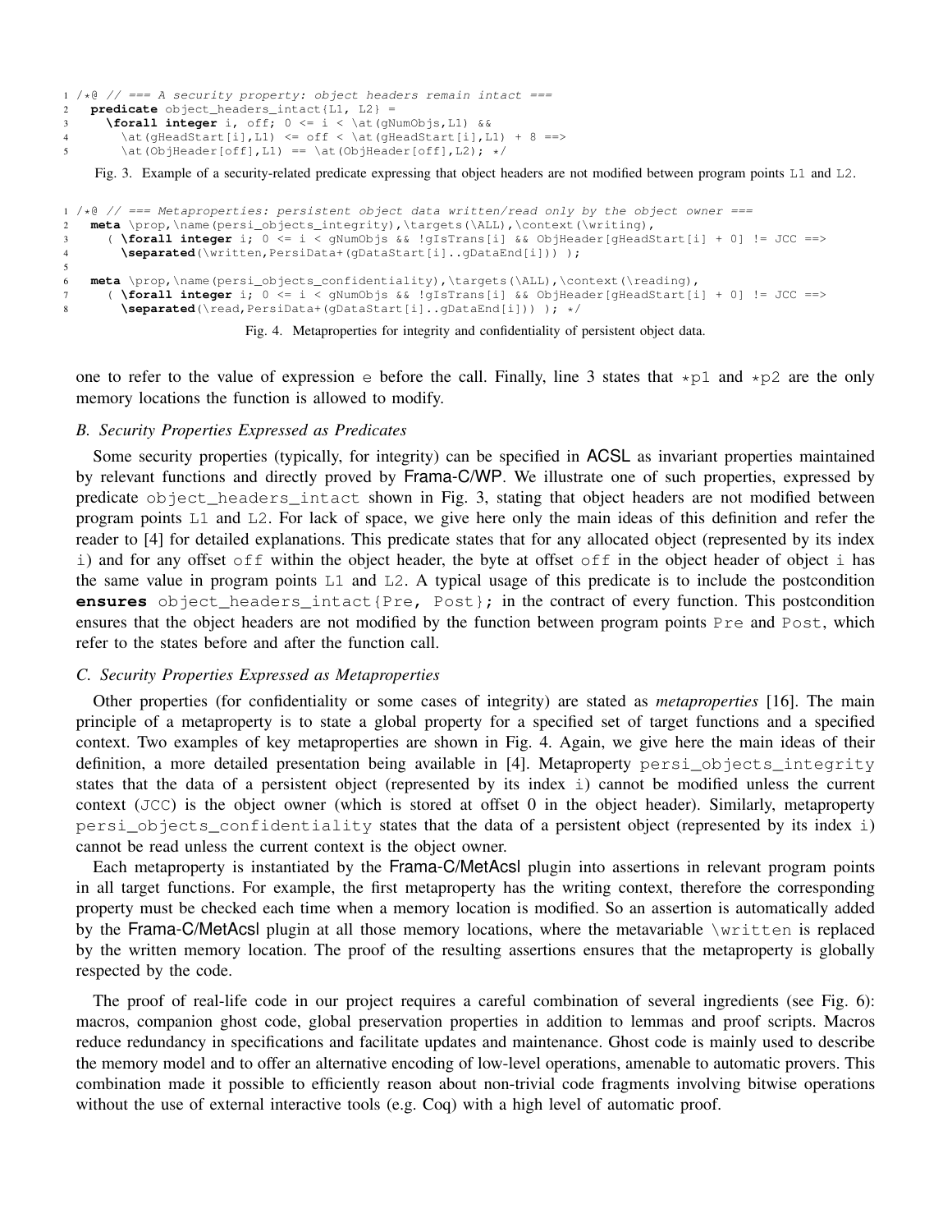```
1 /*@ // === A security property: object headers remain intact ===
2   predicate object_headers_intact{L1, L2} =
3     \forall integer i, off; 0 <= i < \at(gNumObjs,L1) &&
4       \at(gHeadStart[i],L1) <= off < \at(gHeadStart[i],L1) + 8 ==>
5         \at(ObjHeader[off],L1) == \at(ObjHeader[off],L2); */
```

Fig. 3. Example of a security-related predicate expressing that object headers are not modified between program points L1 and L2.

```
1 /*@ // === Metaproperties: persistent object data written/read only by the object owner ===
2   meta \prop,\name(persi_objects_integrity),\targets(\ALL),\context(\writing),
3     ( \forall integer i; 0 <= i < gNumObjs && !gIsTrans[i] && ObjHeader[gHeadStart[i] + 0] != JCC ==>
4       \separated(\written,PersiData+(gDataStart[i]..gDataEnd[i])) );
5
6   meta \prop,\name(persi_objects_confidentiality),\targets(\ALL),\context(\reading),
7     ( \forall integer i; 0 <= i < gNumObjs && !gIsTrans[i] && ObjHeader[gHeadStart[i] + 0] != JCC ==>
8       \separated(\read,PersiData+(gDataStart[i]..gDataEnd[i])) ); */
```

Fig. 4. Metaproperties for integrity and confidentiality of persistent object data.

one to refer to the value of expression e before the call. Finally, line 3 states that *p1 and *p2 are the only memory locations the function is allowed to modify.

### B. Security Properties Expressed as Predicates

Some security properties (typically, for integrity) can be specified in ACSL as invariant properties maintained by relevant functions and directly proved by Frama-C/WP. We illustrate one of such properties, expressed by predicate `object_headers_intact` shown in Fig. 3, stating that object headers are not modified between program points L1 and L2. For lack of space, we give here only the main ideas of this definition and refer the reader to [4] for detailed explanations. This predicate states that for any allocated object (represented by its index i) and for any offset off within the object header, the byte at offset off in the object header of object i has the same value in program points L1 and L2. A typical usage of this predicate is to include the postcondition **ensures** `object_headers_intact{Pre, Post};` in the contract of every function. This postcondition ensures that the object headers are not modified by the function between program points Pre and Post, which refer to the states before and after the function call.

### C. Security Properties Expressed as Metaproperties

Other properties (for confidentiality or some cases of integrity) are stated as *metaproperties* [16]. The main principle of a metaproperty is to state a global property for a specified set of target functions and a specified context. Two examples of key metaproperties are shown in Fig. 4. Again, we give here the main ideas of their definition, a more detailed presentation being available in [4]. Metaproperty `persi_objects_integrity` states that the data of a persistent object (represented by its index i) cannot be modified unless the current context (JCC) is the object owner (which is stored at offset 0 in the object header). Similarly, metaproperty `persi_objects_confidentiality` states that the data of a persistent object (represented by its index i) cannot be read unless the current context is the object owner.

Each metaproperty is instantiated by the Frama-C/MetAcsl plugin into assertions in relevant program points in all target functions. For example, the first metaproperty has the writing context, therefore the corresponding property must be checked each time when a memory location is modified. So an assertion is automatically added by the Frama-C/MetAcsl plugin at all those memory locations, where the metavariable `\written` is replaced by the written memory location. The proof of the resulting assertions ensures that the metaproperty is globally respected by the code.

The proof of real-life code in our project requires a careful combination of several ingredients (see Fig. 6): macros, companion ghost code, global preservation properties in addition to lemmas and proof scripts. Macros reduce redundancy in specifications and facilitate updates and maintenance. Ghost code is mainly used to describe the memory model and to offer an alternative encoding of low-level operations, amenable to automatic provers. This combination made it possible to efficiently reason about non-trivial code fragments involving bitwise operations without the use of external interactive tools (e.g. Coq) with a high level of automatic proof.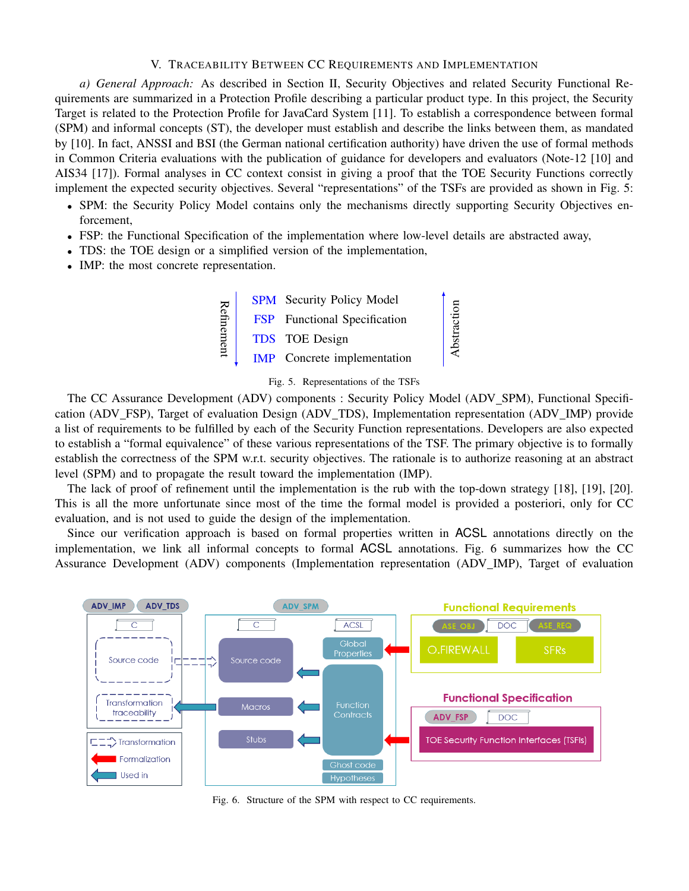## V. Traceability Between CC Requirements and Implementation

*a) General Approach:* As described in Section II, Security Objectives and related Security Functional Requirements are summarized in a Protection Profile describing a particular product type. In this project, the Security Target is related to the Protection Profile for JavaCard System [11]. To establish a correspondence between formal (SPM) and informal concepts (ST), the developer must establish and describe the links between them, as mandated by [10]. In fact, ANSSI and BSI (the German national certification authority) have driven the use of formal methods in Common Criteria evaluations with the publication of guidance for developers and evaluators (Note-12 [10] and AIS34 [17]). Formal analyses in CC context consist in giving a proof that the TOE Security Functions correctly implement the expected security objectives. Several "representations" of the TSFs are provided as shown in Fig. 5:

- SPM: the Security Policy Model contains only the mechanisms directly supporting Security Objectives enforcement,
- FSP: the Functional Specification of the implementation where low-level details are abstracted away,
- TDS: the TOE design or a simplified version of the implementation,
- IMP: the most concrete representation.

| | | |
|---|---|---|
| Refinement ↓ | SPM | Security Policy Model |
| | FSP | Functional Specification |
| | TDS | TOE Design |
| | IMP | Concrete implementation ↑ Abstraction |

Fig. 5. Representations of the TSFs

The CC Assurance Development (ADV) components : Security Policy Model (ADV_SPM), Functional Specification (ADV_FSP), Target of evaluation Design (ADV_TDS), Implementation representation (ADV_IMP) provide a list of requirements to be fulfilled by each of the Security Function representations. Developers are also expected to establish a "formal equivalence" of these various representations of the TSF. The primary objective is to formally establish the correctness of the SPM w.r.t. security objectives. The rationale is to authorize reasoning at an abstract level (SPM) and to propagate the result toward the implementation (IMP).

The lack of proof of refinement until the implementation is the rub with the top-down strategy [18], [19], [20]. This is all the more unfortunate since most of the time the formal model is provided a posteriori, only for CC evaluation, and is not used to guide the design of the implementation.

Since our verification approach is based on formal properties written in ACSL annotations directly on the implementation, we link all informal concepts to formal ACSL annotations. Fig. 6 summarizes how the CC Assurance Development (ADV) components (Implementation representation (ADV_IMP), Target of evaluation

Fig. 6. Structure of the SPM with respect to CC requirements.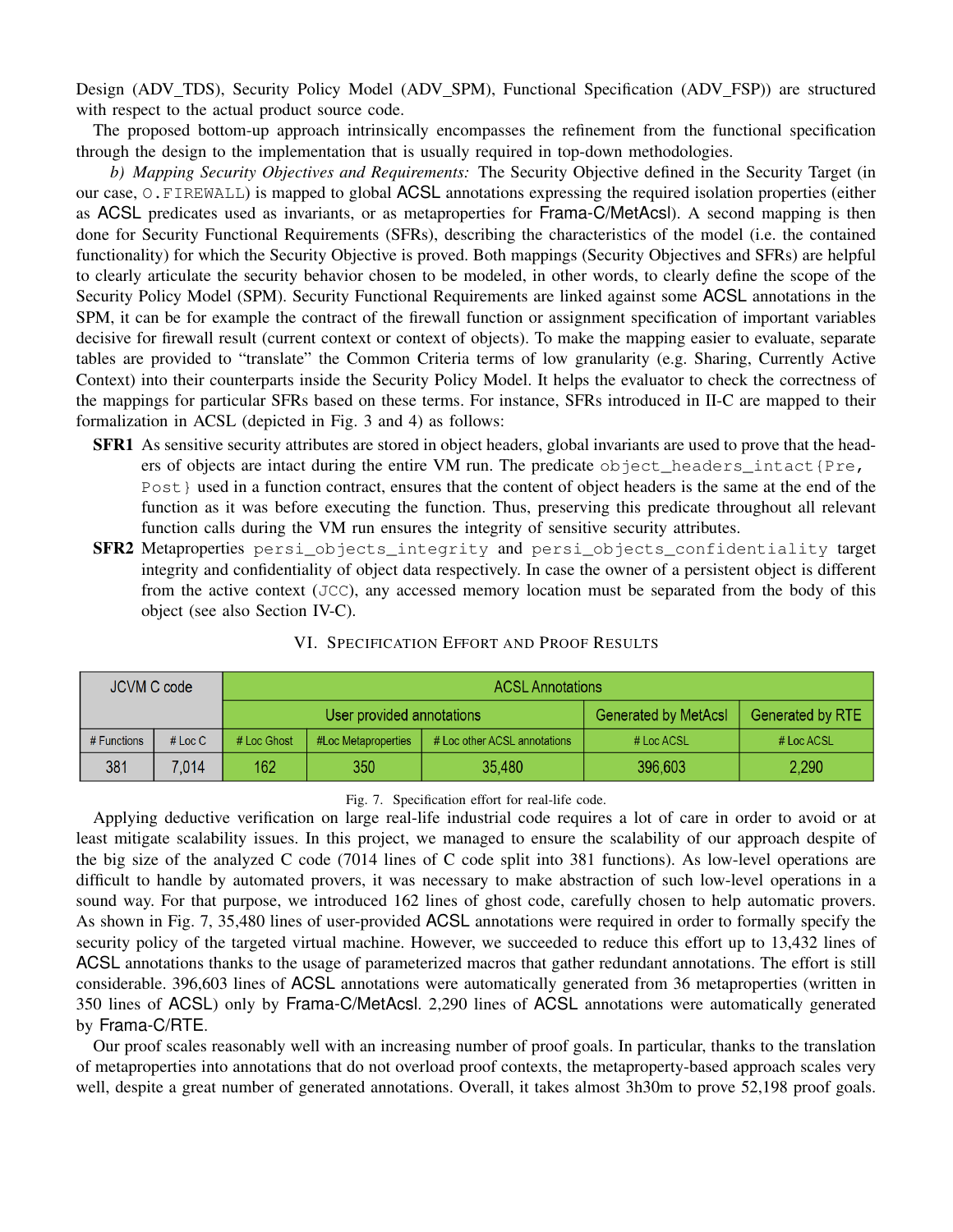Design (ADV_TDS), Security Policy Model (ADV_SPM), Functional Specification (ADV_FSP)) are structured with respect to the actual product source code.

The proposed bottom-up approach intrinsically encompasses the refinement from the functional specification through the design to the implementation that is usually required in top-down methodologies.

*b) Mapping Security Objectives and Requirements:* The Security Objective defined in the Security Target (in our case, `O.FIREWALL`) is mapped to global ACSL annotations expressing the required isolation properties (either as ACSL predicates used as invariants, or as metaproperties for Frama-C/MetAcsl). A second mapping is then done for Security Functional Requirements (SFRs), describing the characteristics of the model (i.e. the contained functionality) for which the Security Objective is proved. Both mappings (Security Objectives and SFRs) are helpful to clearly articulate the security behavior chosen to be modeled, in other words, to clearly define the scope of the Security Policy Model (SPM). Security Functional Requirements are linked against some ACSL annotations in the SPM, it can be for example the contract of the firewall function or assignment specification of important variables decisive for firewall result (current context or context of objects). To make the mapping easier to evaluate, separate tables are provided to "translate" the Common Criteria terms of low granularity (e.g. Sharing, Currently Active Context) into their counterparts inside the Security Policy Model. It helps the evaluator to check the correctness of the mappings for particular SFRs based on these terms. For instance, SFRs introduced in II-C are mapped to their formalization in ACSL (depicted in Fig. 3 and 4) as follows:

- **SFR1** As sensitive security attributes are stored in object headers, global invariants are used to prove that the headers of objects are intact during the entire VM run. The predicate `object_headers_intact{Pre, Post}` used in a function contract, ensures that the content of object headers is the same at the end of the function as it was before executing the function. Thus, preserving this predicate throughout all relevant function calls during the VM run ensures the integrity of sensitive security attributes.
- **SFR2** Metaproperties `persi_objects_integrity` and `persi_objects_confidentiality` target integrity and confidentiality of object data respectively. In case the owner of a persistent object is different from the active context (`JCC`), any accessed memory location must be separated from the body of this object (see also Section IV-C).

## VI. Specification Effort and Proof Results

| JCVM C code | | ACSL Annotations | | | | |
|---|---|---|---|---|---|---|
| | | User provided annotations | | | Generated by MetAcsl | Generated by RTE |
| # Functions | # Loc C | # Loc Ghost | #Loc Metaproperties | # Loc other ACSL annotations | # Loc ACSL | # Loc ACSL |
| 381 | 7,014 | 162 | 350 | 35,480 | 396,603 | 2,290 |

Fig. 7. Specification effort for real-life code.

Applying deductive verification on large real-life industrial code requires a lot of care in order to avoid or at least mitigate scalability issues. In this project, we managed to ensure the scalability of our approach despite of the big size of the analyzed C code (7014 lines of C code split into 381 functions). As low-level operations are difficult to handle by automated provers, it was necessary to make abstraction of such low-level operations in a sound way. For that purpose, we introduced 162 lines of ghost code, carefully chosen to help automatic provers. As shown in Fig. 7, 35,480 lines of user-provided ACSL annotations were required in order to formally specify the security policy of the targeted virtual machine. However, we succeeded to reduce this effort up to 13,432 lines of ACSL annotations thanks to the usage of parameterized macros that gather redundant annotations. The effort is still considerable. 396,603 lines of ACSL annotations were automatically generated from 36 metaproperties (written in 350 lines of ACSL) only by Frama-C/MetAcsl. 2,290 lines of ACSL annotations were automatically generated by Frama-C/RTE.

Our proof scales reasonably well with an increasing number of proof goals. In particular, thanks to the translation of metaproperties into annotations that do not overload proof contexts, the metaproperty-based approach scales very well, despite a great number of generated annotations. Overall, it takes almost 3h30m to prove 52,198 proof goals.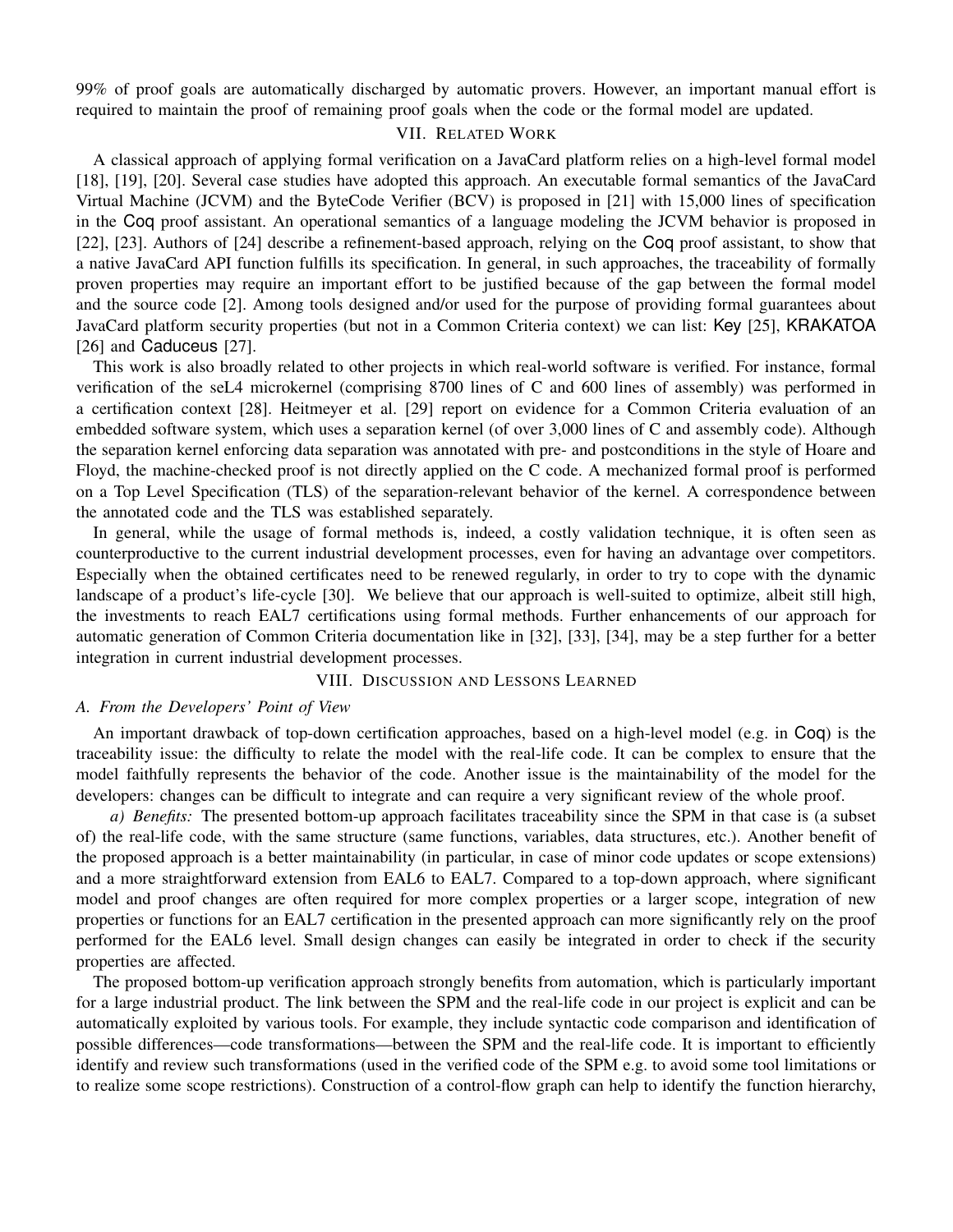99% of proof goals are automatically discharged by automatic provers. However, an important manual effort is required to maintain the proof of remaining proof goals when the code or the formal model are updated.

## VII. Related Work

A classical approach of applying formal verification on a JavaCard platform relies on a high-level formal model [18], [19], [20]. Several case studies have adopted this approach. An executable formal semantics of the JavaCard Virtual Machine (JCVM) and the ByteCode Verifier (BCV) is proposed in [21] with 15,000 lines of specification in the Coq proof assistant. An operational semantics of a language modeling the JCVM behavior is proposed in [22], [23]. Authors of [24] describe a refinement-based approach, relying on the Coq proof assistant, to show that a native JavaCard API function fulfills its specification. In general, in such approaches, the traceability of formally proven properties may require an important effort to be justified because of the gap between the formal model and the source code [2]. Among tools designed and/or used for the purpose of providing formal guarantees about JavaCard platform security properties (but not in a Common Criteria context) we can list: Key [25], KRAKATOA [26] and Caduceus [27].

This work is also broadly related to other projects in which real-world software is verified. For instance, formal verification of the seL4 microkernel (comprising 8700 lines of C and 600 lines of assembly) was performed in a certification context [28]. Heitmeyer et al. [29] report on evidence for a Common Criteria evaluation of an embedded software system, which uses a separation kernel (of over 3,000 lines of C and assembly code). Although the separation kernel enforcing data separation was annotated with pre- and postconditions in the style of Hoare and Floyd, the machine-checked proof is not directly applied on the C code. A mechanized formal proof is performed on a Top Level Specification (TLS) of the separation-relevant behavior of the kernel. A correspondence between the annotated code and the TLS was established separately.

In general, while the usage of formal methods is, indeed, a costly validation technique, it is often seen as counterproductive to the current industrial development processes, even for having an advantage over competitors. Especially when the obtained certificates need to be renewed regularly, in order to try to cope with the dynamic landscape of a product's life-cycle [30]. We believe that our approach is well-suited to optimize, albeit still high, the investments to reach EAL7 certifications using formal methods. Further enhancements of our approach for automatic generation of Common Criteria documentation like in [32], [33], [34], may be a step further for a better integration in current industrial development processes.

## VIII. Discussion and Lessons Learned

### A. From the Developers' Point of View

An important drawback of top-down certification approaches, based on a high-level model (e.g. in Coq) is the traceability issue: the difficulty to relate the model with the real-life code. It can be complex to ensure that the model faithfully represents the behavior of the code. Another issue is the maintainability of the model for the developers: changes can be difficult to integrate and can require a very significant review of the whole proof.

*a) Benefits:* The presented bottom-up approach facilitates traceability since the SPM in that case is (a subset of) the real-life code, with the same structure (same functions, variables, data structures, etc.). Another benefit of the proposed approach is a better maintainability (in particular, in case of minor code updates or scope extensions) and a more straightforward extension from EAL6 to EAL7. Compared to a top-down approach, where significant model and proof changes are often required for more complex properties or a larger scope, integration of new properties or functions for an EAL7 certification in the presented approach can more significantly rely on the proof performed for the EAL6 level. Small design changes can easily be integrated in order to check if the security properties are affected.

The proposed bottom-up verification approach strongly benefits from automation, which is particularly important for a large industrial product. The link between the SPM and the real-life code in our project is explicit and can be automatically exploited by various tools. For example, they include syntactic code comparison and identification of possible differences—code transformations—between the SPM and the real-life code. It is important to efficiently identify and review such transformations (used in the verified code of the SPM e.g. to avoid some tool limitations or to realize some scope restrictions). Construction of a control-flow graph can help to identify the function hierarchy,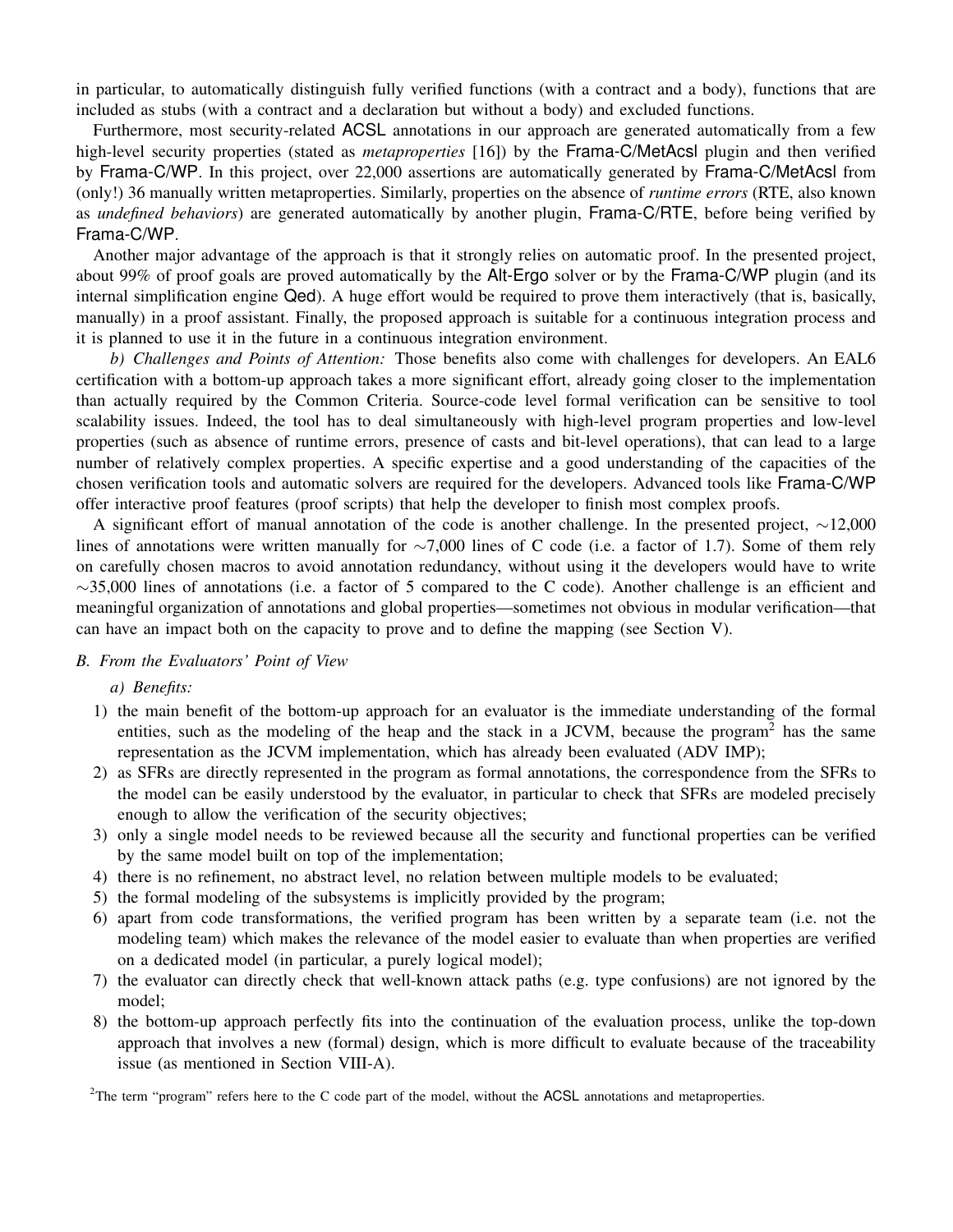in particular, to automatically distinguish fully verified functions (with a contract and a body), functions that are included as stubs (with a contract and a declaration but without a body) and excluded functions.

Furthermore, most security-related ACSL annotations in our approach are generated automatically from a few high-level security properties (stated as *metaproperties* [16]) by the Frama-C/MetAcsl plugin and then verified by Frama-C/WP. In this project, over 22,000 assertions are automatically generated by Frama-C/MetAcsl from (only!) 36 manually written metaproperties. Similarly, properties on the absence of *runtime errors* (RTE, also known as *undefined behaviors*) are generated automatically by another plugin, Frama-C/RTE, before being verified by Frama-C/WP.

Another major advantage of the approach is that it strongly relies on automatic proof. In the presented project, about 99% of proof goals are proved automatically by the Alt-Ergo solver or by the Frama-C/WP plugin (and its internal simplification engine Qed). A huge effort would be required to prove them interactively (that is, basically, manually) in a proof assistant. Finally, the proposed approach is suitable for a continuous integration process and it is planned to use it in the future in a continuous integration environment.

*b) Challenges and Points of Attention:* Those benefits also come with challenges for developers. An EAL6 certification with a bottom-up approach takes a more significant effort, already going closer to the implementation than actually required by the Common Criteria. Source-code level formal verification can be sensitive to tool scalability issues. Indeed, the tool has to deal simultaneously with high-level program properties and low-level properties (such as absence of runtime errors, presence of casts and bit-level operations), that can lead to a large number of relatively complex properties. A specific expertise and a good understanding of the capacities of the chosen verification tools and automatic solvers are required for the developers. Advanced tools like Frama-C/WP offer interactive proof features (proof scripts) that help the developer to finish most complex proofs.

A significant effort of manual annotation of the code is another challenge. In the presented project, $\sim$12,000 lines of annotations were written manually for $\sim$7,000 lines of C code (i.e. a factor of 1.7). Some of them rely on carefully chosen macros to avoid annotation redundancy, without using it the developers would have to write $\sim$35,000 lines of annotations (i.e. a factor of 5 compared to the C code). Another challenge is an efficient and meaningful organization of annotations and global properties—sometimes not obvious in modular verification—that can have an impact both on the capacity to prove and to define the mapping (see Section V).

### B. From the Evaluators' Point of View

*a) Benefits:*

1) the main benefit of the bottom-up approach for an evaluator is the immediate understanding of the formal entities, such as the modeling of the heap and the stack in a JCVM, because the program[2] has the same representation as the JCVM implementation, which has already been evaluated (ADV IMP);
2) as SFRs are directly represented in the program as formal annotations, the correspondence from the SFRs to the model can be easily understood by the evaluator, in particular to check that SFRs are modeled precisely enough to allow the verification of the security objectives;
3) only a single model needs to be reviewed because all the security and functional properties can be verified by the same model built on top of the implementation;
4) there is no refinement, no abstract level, no relation between multiple models to be evaluated;
5) the formal modeling of the subsystems is implicitly provided by the program;
6) apart from code transformations, the verified program has been written by a separate team (i.e. not the modeling team) which makes the relevance of the model easier to evaluate than when properties are verified on a dedicated model (in particular, a purely logical model);
7) the evaluator can directly check that well-known attack paths (e.g. type confusions) are not ignored by the model;
8) the bottom-up approach perfectly fits into the continuation of the evaluation process, unlike the top-down approach that involves a new (formal) design, which is more difficult to evaluate because of the traceability issue (as mentioned in Section VIII-A).

[2]The term "program" refers here to the C code part of the model, without the ACSL annotations and metaproperties.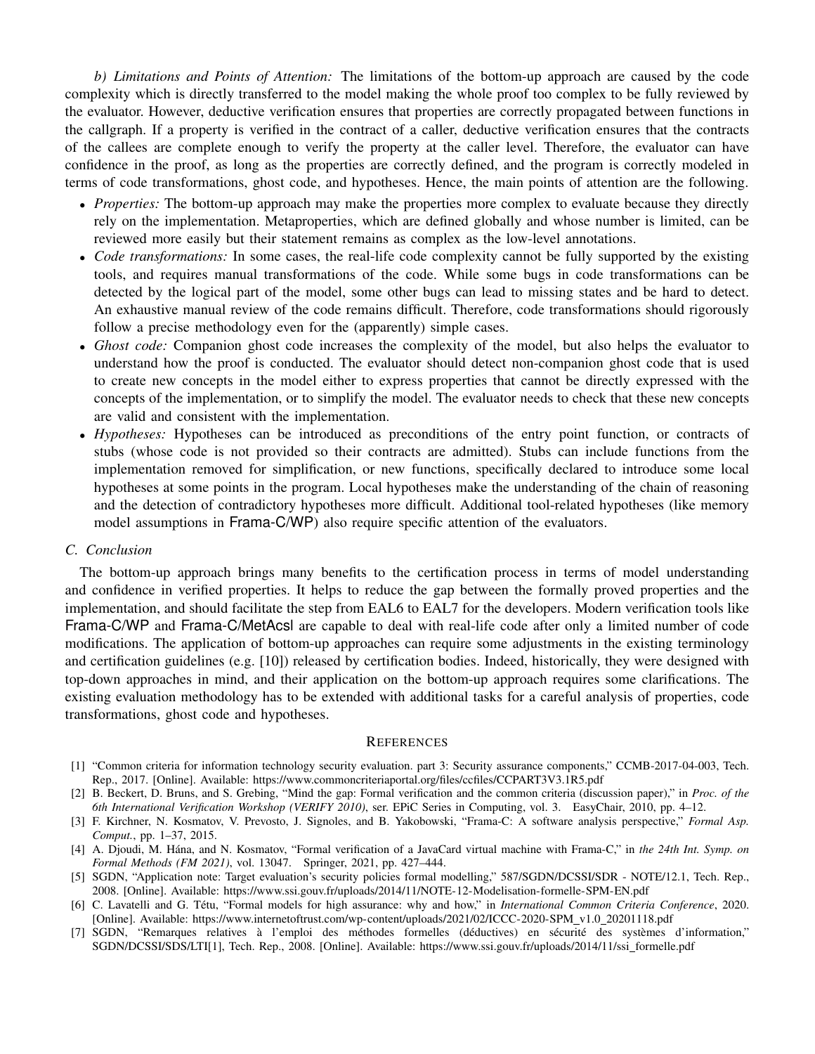*b) Limitations and Points of Attention:* The limitations of the bottom-up approach are caused by the code complexity which is directly transferred to the model making the whole proof too complex to be fully reviewed by the evaluator. However, deductive verification ensures that properties are correctly propagated between functions in the callgraph. If a property is verified in the contract of a caller, deductive verification ensures that the contracts of the callees are complete enough to verify the property at the caller level. Therefore, the evaluator can have confidence in the proof, as long as the properties are correctly defined, and the program is correctly modeled in terms of code transformations, ghost code, and hypotheses. Hence, the main points of attention are the following.

- *Properties:* The bottom-up approach may make the properties more complex to evaluate because they directly rely on the implementation. Metaproperties, which are defined globally and whose number is limited, can be reviewed more easily but their statement remains as complex as the low-level annotations.
- *Code transformations:* In some cases, the real-life code complexity cannot be fully supported by the existing tools, and requires manual transformations of the code. While some bugs in code transformations can be detected by the logical part of the model, some other bugs can lead to missing states and be hard to detect. An exhaustive manual review of the code remains difficult. Therefore, code transformations should rigorously follow a precise methodology even for the (apparently) simple cases.
- *Ghost code:* Companion ghost code increases the complexity of the model, but also helps the evaluator to understand how the proof is conducted. The evaluator should detect non-companion ghost code that is used to create new concepts in the model either to express properties that cannot be directly expressed with the concepts of the implementation, or to simplify the model. The evaluator needs to check that these new concepts are valid and consistent with the implementation.
- *Hypotheses:* Hypotheses can be introduced as preconditions of the entry point function, or contracts of stubs (whose code is not provided so their contracts are admitted). Stubs can include functions from the implementation removed for simplification, or new functions, specifically declared to introduce some local hypotheses at some points in the program. Local hypotheses make the understanding of the chain of reasoning and the detection of contradictory hypotheses more difficult. Additional tool-related hypotheses (like memory model assumptions in Frama-C/WP) also require specific attention of the evaluators.

### C. Conclusion

The bottom-up approach brings many benefits to the certification process in terms of model understanding and confidence in verified properties. It helps to reduce the gap between the formally proved properties and the implementation, and should facilitate the step from EAL6 to EAL7 for the developers. Modern verification tools like Frama-C/WP and Frama-C/MetAcsl are capable to deal with real-life code after only a limited number of code modifications. The application of bottom-up approaches can require some adjustments in the existing terminology and certification guidelines (e.g. [10]) released by certification bodies. Indeed, historically, they were designed with top-down approaches in mind, and their application on the bottom-up approach requires some clarifications. The existing evaluation methodology has to be extended with additional tasks for a careful analysis of properties, code transformations, ghost code and hypotheses.

## References

[1] "Common criteria for information technology security evaluation. part 3: Security assurance components," CCMB-2017-04-003, Tech. Rep., 2017. [Online]. Available: https://www.commoncriteriaportal.org/files/ccfiles/CCPART3V3.1R5.pdf

[2] B. Beckert, D. Bruns, and S. Grebing, "Mind the gap: Formal verification and the common criteria (discussion paper)," in *Proc. of the 6th International Verification Workshop (VERIFY 2010)*, ser. EPiC Series in Computing, vol. 3. EasyChair, 2010, pp. 4–12.

[3] F. Kirchner, N. Kosmatov, V. Prevosto, J. Signoles, and B. Yakobowski, "Frama-C: A software analysis perspective," *Formal Asp. Comput.*, pp. 1–37, 2015.

[4] A. Djoudi, M. Hána, and N. Kosmatov, "Formal verification of a JavaCard virtual machine with Frama-C," in *the 24th Int. Symp. on Formal Methods (FM 2021)*, vol. 13047. Springer, 2021, pp. 427–444.

[5] SGDN, "Application note: Target evaluation's security policies formal modelling," 587/SGDN/DCSSI/SDR - NOTE/12.1, Tech. Rep., 2008. [Online]. Available: https://www.ssi.gouv.fr/uploads/2014/11/NOTE-12-Modelisation-formelle-SPM-EN.pdf

[6] C. Lavatelli and G. Tétu, "Formal models for high assurance: why and how," in *International Common Criteria Conference*, 2020. [Online]. Available: https://www.internetoftrust.com/wp-content/uploads/2021/02/ICCC-2020-SPM_v1.0_20201118.pdf

[7] SGDN, "Remarques relatives à l'emploi des méthodes formelles (déductives) en sécurité des systèmes d'information," SGDN/DCSSI/SDS/LTI[1], Tech. Rep., 2008. [Online]. Available: https://www.ssi.gouv.fr/uploads/2014/11/ssi_formelle.pdf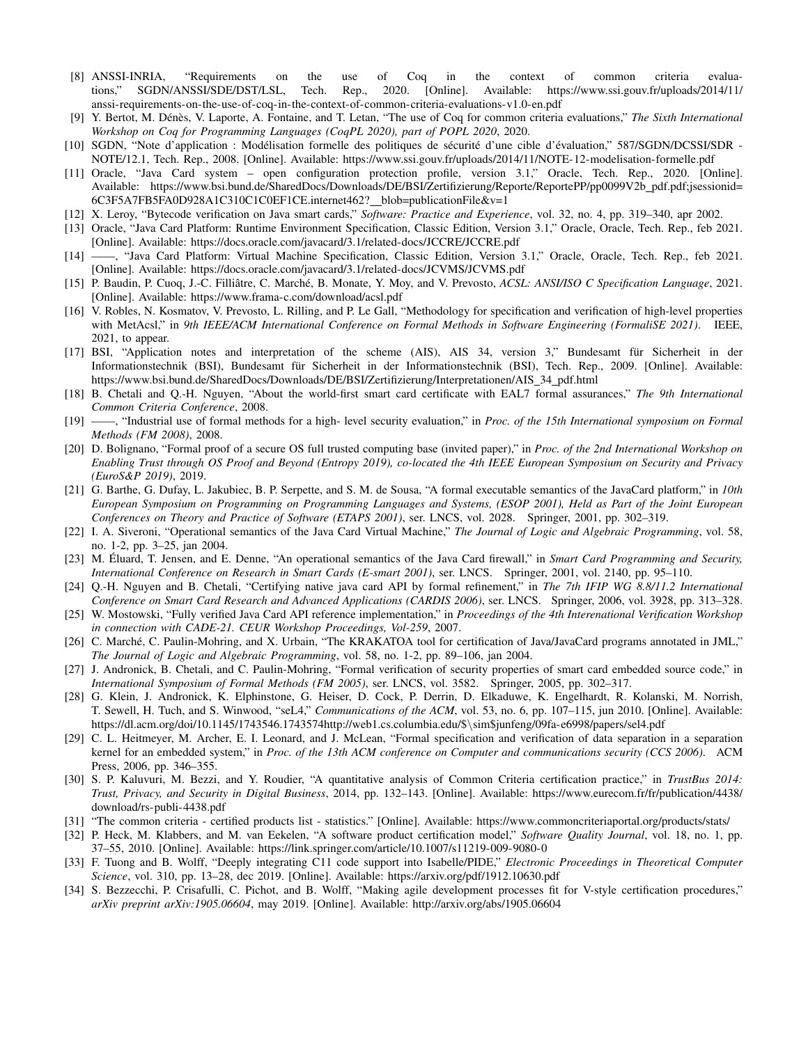[8] ANSSI-INRIA, "Requirements on the use of Coq in the context of common criteria evaluations," SGDN/ANSSI/SDE/DST/LSL, Tech. Rep., 2020. [Online]. Available: https://www.ssi.gouv.fr/uploads/2014/11/anssi-requirements-on-the-use-of-coq-in-the-context-of-common-criteria-evaluations-v1.0-en.pdf

[9] Y. Bertot, M. Dénès, V. Laporte, A. Fontaine, and T. Letan, "The use of Coq for common criteria evaluations," *The Sixth International Workshop on Coq for Programming Languages (CoqPL 2020), part of POPL 2020*, 2020.

[10] SGDN, "Note d'application : Modélisation formelle des politiques de sécurité d'une cible d'évaluation," 587/SGDN/DCSSI/SDR - NOTE/12.1, Tech. Rep., 2008. [Online]. Available: https://www.ssi.gouv.fr/uploads/2014/11/NOTE-12-modelisation-formelle.pdf

[11] Oracle, "Java Card system – open configuration protection profile, version 3.1," Oracle, Tech. Rep., 2020. [Online]. Available: https://www.bsi.bund.de/SharedDocs/Downloads/DE/BSI/Zertifizierung/Reporte/ReportePP/pp0099V2b_pdf.pdf;jsessionid=6C3F5A7FB5FA0D928A1C310C1C0EF1CE.internet462?__blob=publicationFile&v=1

[12] X. Leroy, "Bytecode verification on Java smart cards," *Software: Practice and Experience*, vol. 32, no. 4, pp. 319–340, apr 2002.

[13] Oracle, "Java Card Platform: Runtime Environment Specification, Classic Edition, Version 3.1," Oracle, Oracle, Tech. Rep., feb 2021. [Online]. Available: https://docs.oracle.com/javacard/3.1/related-docs/JCCRE/JCCRE.pdf

[14] ——, "Java Card Platform: Virtual Machine Specification, Classic Edition, Version 3.1," Oracle, Oracle, Tech. Rep., feb 2021. [Online]. Available: https://docs.oracle.com/javacard/3.1/related-docs/JCVMS/JCVMS.pdf

[15] P. Baudin, P. Cuoq, J.-C. Filliâtre, C. Marché, B. Monate, Y. Moy, and V. Prevosto, *ACSL: ANSI/ISO C Specification Language*, 2021. [Online]. Available: https://www.frama-c.com/download/acsl.pdf

[16] V. Robles, N. Kosmatov, V. Prevosto, L. Rilling, and P. Le Gall, "Methodology for specification and verification of high-level properties with MetAcsl," in *9th IEEE/ACM International Conference on Formal Methods in Software Engineering (FormaliSE 2021)*. IEEE, 2021, to appear.

[17] BSI, "Application notes and interpretation of the scheme (AIS), AIS 34, version 3," Bundesamt für Sicherheit in der Informationstechnik (BSI), Bundesamt für Sicherheit in der Informationstechnik (BSI), Tech. Rep., 2009. [Online]. Available: https://www.bsi.bund.de/SharedDocs/Downloads/DE/BSI/Zertifizierung/Interpretationen/AIS_34_pdf.html

[18] B. Chetali and Q.-H. Nguyen, "About the world-first smart card certificate with EAL7 formal assurances," *The 9th International Common Criteria Conference*, 2008.

[19] ——, "Industrial use of formal methods for a high- level security evaluation," in *Proc. of the 15th International symposium on Formal Methods (FM 2008)*, 2008.

[20] D. Bolignano, "Formal proof of a secure OS full trusted computing base (invited paper)," in *Proc. of the 2nd International Workshop on Enabling Trust through OS Proof and Beyond (Entropy 2019), co-located the 4th IEEE European Symposium on Security and Privacy (EuroS&P 2019)*, 2019.

[21] G. Barthe, G. Dufay, L. Jakubiec, B. P. Serpette, and S. M. de Sousa, "A formal executable semantics of the JavaCard platform," in *10th European Symposium on Programming on Programming Languages and Systems, (ESOP 2001), Held as Part of the Joint European Conferences on Theory and Practice of Software (ETAPS 2001)*, ser. LNCS, vol. 2028. Springer, 2001, pp. 302–319.

[22] I. A. Siveroni, "Operational semantics of the Java Card Virtual Machine," *The Journal of Logic and Algebraic Programming*, vol. 58, no. 1-2, pp. 3–25, jan 2004.

[23] M. Éluard, T. Jensen, and E. Denne, "An operational semantics of the Java Card firewall," in *Smart Card Programming and Security, International Conference on Research in Smart Cards (E-smart 2001)*, ser. LNCS. Springer, 2001, vol. 2140, pp. 95–110.

[24] Q.-H. Nguyen and B. Chetali, "Certifying native java card API by formal refinement," in *The 7th IFIP WG 8.8/11.2 International Conference on Smart Card Research and Advanced Applications (CARDIS 2006)*, ser. LNCS. Springer, 2006, vol. 3928, pp. 313–328.

[25] W. Mostowski, "Fully verified Java Card API reference implementation," in *Proceedings of the 4th Interenational Verification Workshop in connection with CADE-21. CEUR Workshop Proceedings, Vol-259*, 2007.

[26] C. Marché, C. Paulin-Mohring, and X. Urbain, "The KRAKATOA tool for certification of Java/JavaCard programs annotated in JML," *The Journal of Logic and Algebraic Programming*, vol. 58, no. 1-2, pp. 89–106, jan 2004.

[27] J. Andronick, B. Chetali, and C. Paulin-Mohring, "Formal verification of security properties of smart card embedded source code," in *International Symposium of Formal Methods (FM 2005)*, ser. LNCS, vol. 3582. Springer, 2005, pp. 302–317.

[28] G. Klein, J. Andronick, K. Elphinstone, G. Heiser, D. Cock, P. Derrin, D. Elkaduwe, K. Engelhardt, R. Kolanski, M. Norrish, T. Sewell, H. Tuch, and S. Winwood, "seL4," *Communications of the ACM*, vol. 53, no. 6, pp. 107–115, jun 2010. [Online]. Available: https://dl.acm.org/doi/10.1145/1743546.1743574http://web1.cs.columbia.edu/$\sim$junfeng/09fa-e6998/papers/sel4.pdf

[29] C. L. Heitmeyer, M. Archer, E. I. Leonard, and J. McLean, "Formal specification and verification of data separation in a separation kernel for an embedded system," in *Proc. of the 13th ACM conference on Computer and communications security (CCS 2006)*. ACM Press, 2006, pp. 346–355.

[30] S. P. Kaluvuri, M. Bezzi, and Y. Roudier, "A quantitative analysis of Common Criteria certification practice," in *TrustBus 2014: Trust, Privacy, and Security in Digital Business*, 2014, pp. 132–143. [Online]. Available: https://www.eurecom.fr/fr/publication/4438/download/rs-publi-4438.pdf

[31] "The common criteria - certified products list - statistics." [Online]. Available: https://www.commoncriteriaportal.org/products/stats/

[32] P. Heck, M. Klabbers, and M. van Eekelen, "A software product certification model," *Software Quality Journal*, vol. 18, no. 1, pp. 37–55, 2010. [Online]. Available: https://link.springer.com/article/10.1007/s11219-009-9080-0

[33] F. Tuong and B. Wolff, "Deeply integrating C11 code support into Isabelle/PIDE," *Electronic Proceedings in Theoretical Computer Science*, vol. 310, pp. 13–28, dec 2019. [Online]. Available: https://arxiv.org/pdf/1912.10630.pdf

[34] S. Bezzecchi, P. Crisafulli, C. Pichot, and B. Wolff, "Making agile development processes fit for V-style certification procedures," *arXiv preprint arXiv:1905.06604*, may 2019. [Online]. Available: http://arxiv.org/abs/1905.06604